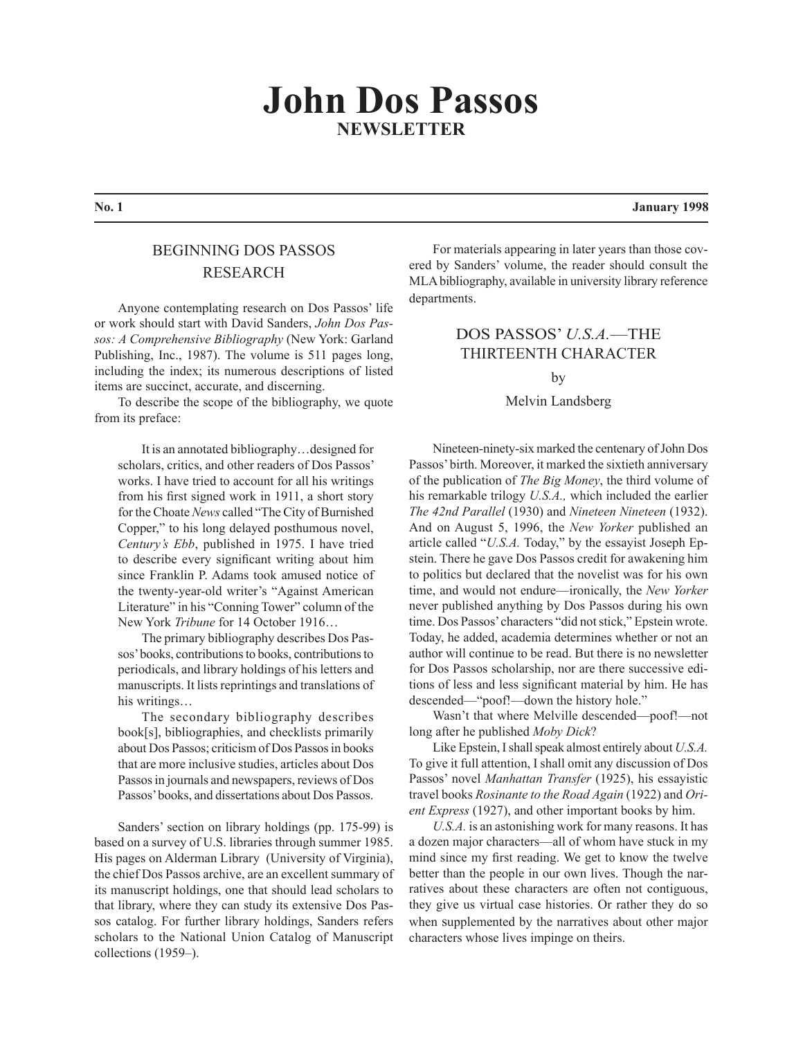# John Dos Passos
## NEWSLETTER

**No. 1** **January 1998**

## BEGINNING DOS PASSOS RESEARCH

Anyone contemplating research on Dos Passos' life or work should start with David Sanders, *John Dos Passos: A Comprehensive Bibliography* (New York: Garland Publishing, Inc., 1987). The volume is 511 pages long, including the index; its numerous descriptions of listed items are succinct, accurate, and discerning.

To describe the scope of the bibliography, we quote from its preface:

> It is an annotated bibliography…designed for scholars, critics, and other readers of Dos Passos' works. I have tried to account for all his writings from his first signed work in 1911, a short story for the Choate *News* called "The City of Burnished Copper," to his long delayed posthumous novel, *Century's Ebb*, published in 1975. I have tried to describe every significant writing about him since Franklin P. Adams took amused notice of the twenty-year-old writer's "Against American Literature" in his "Conning Tower" column of the New York *Tribune* for 14 October 1916…
>
> The primary bibliography describes Dos Passos' books, contributions to books, contributions to periodicals, and library holdings of his letters and manuscripts. It lists reprintings and translations of his writings…
>
> The secondary bibliography describes book[s], bibliographies, and checklists primarily about Dos Passos; criticism of Dos Passos in books that are more inclusive studies, articles about Dos Passos in journals and newspapers, reviews of Dos Passos' books, and dissertations about Dos Passos.

Sanders' section on library holdings (pp. 175-99) is based on a survey of U.S. libraries through summer 1985. His pages on Alderman Library (University of Virginia), the chief Dos Passos archive, are an excellent summary of its manuscript holdings, one that should lead scholars to that library, where they can study its extensive Dos Passos catalog. For further library holdings, Sanders refers scholars to the National Union Catalog of Manuscript collections (1959–).

For materials appearing in later years than those covered by Sanders' volume, the reader should consult the MLA bibliography, available in university library reference departments.

## DOS PASSOS' *U.S.A.*—THE THIRTEENTH CHARACTER

by

Melvin Landsberg

Nineteen-ninety-six marked the centenary of John Dos Passos' birth. Moreover, it marked the sixtieth anniversary of the publication of *The Big Money*, the third volume of his remarkable trilogy *U.S.A.,* which included the earlier *The 42nd Parallel* (1930) and *Nineteen Nineteen* (1932). And on August 5, 1996, the *New Yorker* published an article called "*U.S.A.* Today," by the essayist Joseph Epstein. There he gave Dos Passos credit for awakening him to politics but declared that the novelist was for his own time, and would not endure—ironically, the *New Yorker* never published anything by Dos Passos during his own time. Dos Passos' characters "did not stick," Epstein wrote. Today, he added, academia determines whether or not an author will continue to be read. But there is no newsletter for Dos Passos scholarship, nor are there successive editions of less and less significant material by him. He has descended—"poof!—down the history hole."

Wasn't that where Melville descended—poof!—not long after he published *Moby Dick*?

Like Epstein, I shall speak almost entirely about *U.S.A.* To give it full attention, I shall omit any discussion of Dos Passos' novel *Manhattan Transfer* (1925), his essayistic travel books *Rosinante to the Road Again* (1922) and *Orient Express* (1927), and other important books by him.

*U.S.A.* is an astonishing work for many reasons. It has a dozen major characters—all of whom have stuck in my mind since my first reading. We get to know the twelve better than the people in our own lives. Though the narratives about these characters are often not contiguous, they give us virtual case histories. Or rather they do so when supplemented by the narratives about other major characters whose lives impinge on theirs.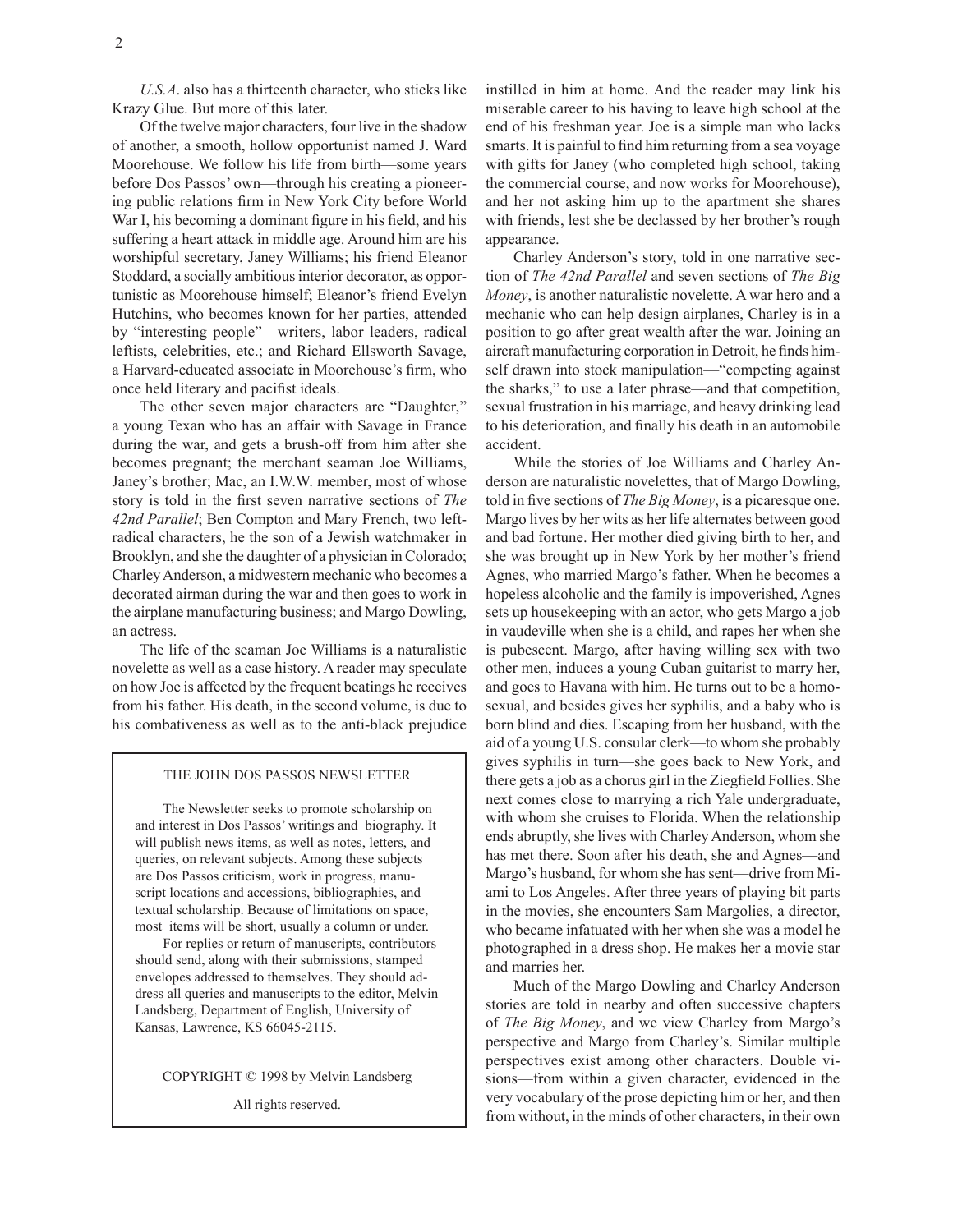*U.S.A*. also has a thirteenth character, who sticks like Krazy Glue. But more of this later.

Of the twelve major characters, four live in the shadow of another, a smooth, hollow opportunist named J. Ward Moorehouse. We follow his life from birth—some years before Dos Passos' own—through his creating a pioneering public relations firm in New York City before World War I, his becoming a dominant figure in his field, and his suffering a heart attack in middle age. Around him are his worshipful secretary, Janey Williams; his friend Eleanor Stoddard, a socially ambitious interior decorator, as opportunistic as Moorehouse himself; Eleanor's friend Evelyn Hutchins, who becomes known for her parties, attended by "interesting people"—writers, labor leaders, radical leftists, celebrities, etc.; and Richard Ellsworth Savage, a Harvard-educated associate in Moorehouse's firm, who once held literary and pacifist ideals.

The other seven major characters are "Daughter," a young Texan who has an affair with Savage in France during the war, and gets a brush-off from him after she becomes pregnant; the merchant seaman Joe Williams, Janey's brother; Mac, an I.W.W. member, most of whose story is told in the first seven narrative sections of *The 42nd Parallel*; Ben Compton and Mary French, two left-radical characters, he the son of a Jewish watchmaker in Brooklyn, and she the daughter of a physician in Colorado; Charley Anderson, a midwestern mechanic who becomes a decorated airman during the war and then goes to work in the airplane manufacturing business; and Margo Dowling, an actress.

The life of the seaman Joe Williams is a naturalistic novelette as well as a case history. A reader may speculate on how Joe is affected by the frequent beatings he receives from his father. His death, in the second volume, is due to his combativeness as well as to the anti-black prejudice instilled in him at home. And the reader may link his miserable career to his having to leave high school at the end of his freshman year. Joe is a simple man who lacks smarts. It is painful to find him returning from a sea voyage with gifts for Janey (who completed high school, taking the commercial course, and now works for Moorehouse), and her not asking him up to the apartment she shares with friends, lest she be declassed by her brother's rough appearance.

Charley Anderson's story, told in one narrative section of *The 42nd Parallel* and seven sections of *The Big Money*, is another naturalistic novelette. A war hero and a mechanic who can help design airplanes, Charley is in a position to go after great wealth after the war. Joining an aircraft manufacturing corporation in Detroit, he finds himself drawn into stock manipulation—"competing against the sharks," to use a later phrase—and that competition, sexual frustration in his marriage, and heavy drinking lead to his deterioration, and finally his death in an automobile accident.

While the stories of Joe Williams and Charley Anderson are naturalistic novelettes, that of Margo Dowling, told in five sections of *The Big Money*, is a picaresque one. Margo lives by her wits as her life alternates between good and bad fortune. Her mother died giving birth to her, and she was brought up in New York by her mother's friend Agnes, who married Margo's father. When he becomes a hopeless alcoholic and the family is impoverished, Agnes sets up housekeeping with an actor, who gets Margo a job in vaudeville when she is a child, and rapes her when she is pubescent. Margo, after having willing sex with two other men, induces a young Cuban guitarist to marry her, and goes to Havana with him. He turns out to be a homosexual, and besides gives her syphilis, and a baby who is born blind and dies. Escaping from her husband, with the aid of a young U.S. consular clerk—to whom she probably gives syphilis in turn—she goes back to New York, and there gets a job as a chorus girl in the Ziegfield Follies. She next comes close to marrying a rich Yale undergraduate, with whom she cruises to Florida. When the relationship ends abruptly, she lives with Charley Anderson, whom she has met there. Soon after his death, she and Agnes—and Margo's husband, for whom she has sent—drive from Miami to Los Angeles. After three years of playing bit parts in the movies, she encounters Sam Margolies, a director, who became infatuated with her when she was a model he photographed in a dress shop. He makes her a movie star and marries her.

Much of the Margo Dowling and Charley Anderson stories are told in nearby and often successive chapters of *The Big Money*, and we view Charley from Margo's perspective and Margo from Charley's. Similar multiple perspectives exist among other characters. Double visions—from within a given character, evidenced in the very vocabulary of the prose depicting him or her, and then from without, in the minds of other characters, in their own

---

THE JOHN DOS PASSOS NEWSLETTER

The Newsletter seeks to promote scholarship on and interest in Dos Passos' writings and biography. It will publish news items, as well as notes, letters, and queries, on relevant subjects. Among these subjects are Dos Passos criticism, work in progress, manuscript locations and accessions, bibliographies, and textual scholarship. Because of limitations on space, most items will be short, usually a column or under.

For replies or return of manuscripts, contributors should send, along with their submissions, stamped envelopes addressed to themselves. They should address all queries and manuscripts to the editor, Melvin Landsberg, Department of English, University of Kansas, Lawrence, KS 66045-2115.

COPYRIGHT © 1998 by Melvin Landsberg

All rights reserved.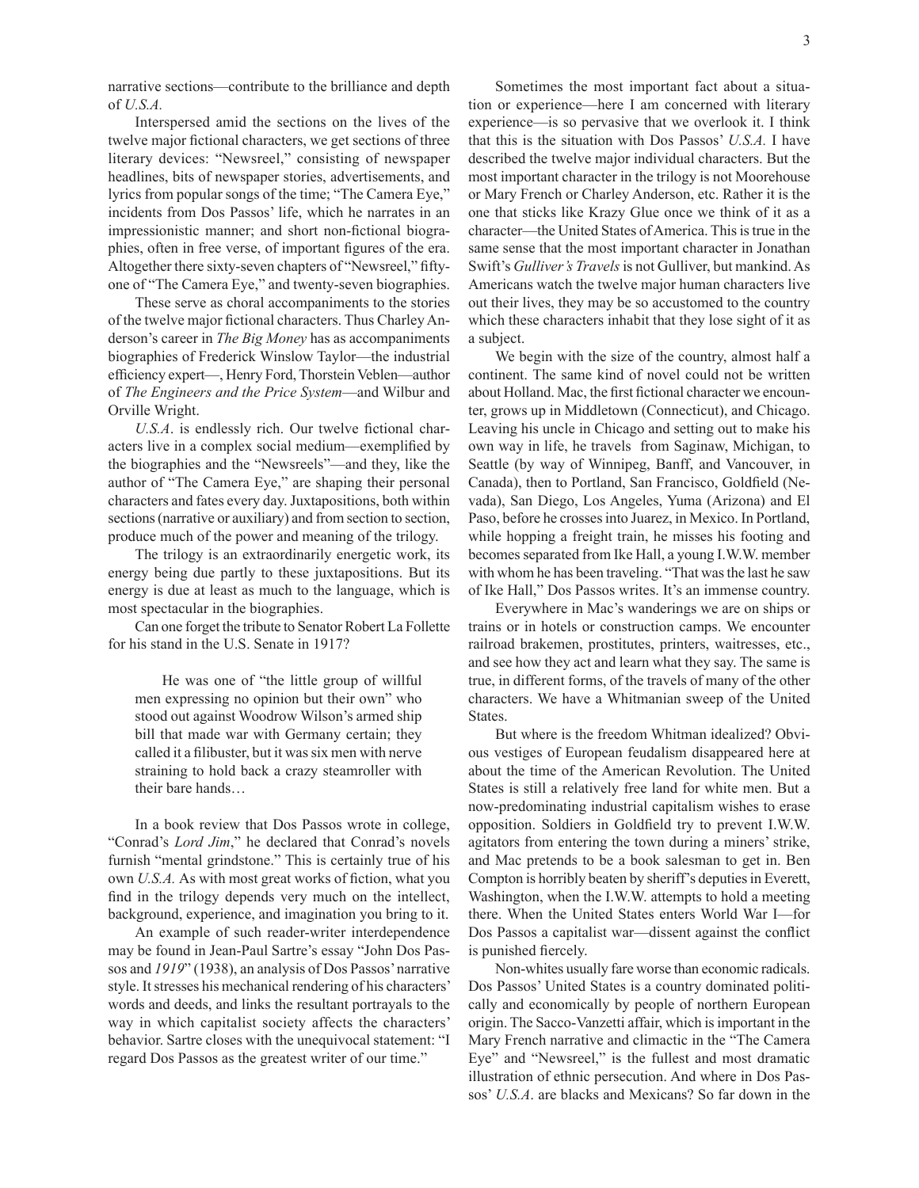narrative sections—contribute to the brilliance and depth of *U.S.A.*

Interspersed amid the sections on the lives of the twelve major fictional characters, we get sections of three literary devices: "Newsreel," consisting of newspaper headlines, bits of newspaper stories, advertisements, and lyrics from popular songs of the time; "The Camera Eye," incidents from Dos Passos' life, which he narrates in an impressionistic manner; and short non-fictional biographies, often in free verse, of important figures of the era. Altogether there sixty-seven chapters of "Newsreel," fifty-one of "The Camera Eye," and twenty-seven biographies.

These serve as choral accompaniments to the stories of the twelve major fictional characters. Thus Charley Anderson's career in *The Big Money* has as accompaniments biographies of Frederick Winslow Taylor—the industrial efficiency expert—, Henry Ford, Thorstein Veblen—author of *The Engineers and the Price System*—and Wilbur and Orville Wright.

*U.S.A*. is endlessly rich. Our twelve fictional characters live in a complex social medium—exemplified by the biographies and the "Newsreels"—and they, like the author of "The Camera Eye," are shaping their personal characters and fates every day. Juxtapositions, both within sections (narrative or auxiliary) and from section to section, produce much of the power and meaning of the trilogy.

The trilogy is an extraordinarily energetic work, its energy being due partly to these juxtapositions. But its energy is due at least as much to the language, which is most spectacular in the biographies.

Can one forget the tribute to Senator Robert La Follette for his stand in the U.S. Senate in 1917?

> He was one of "the little group of willful men expressing no opinion but their own" who stood out against Woodrow Wilson's armed ship bill that made war with Germany certain; they called it a filibuster, but it was six men with nerve straining to hold back a crazy steamroller with their bare hands…

In a book review that Dos Passos wrote in college, "Conrad's *Lord Jim*," he declared that Conrad's novels furnish "mental grindstone." This is certainly true of his own *U.S.A.* As with most great works of fiction, what you find in the trilogy depends very much on the intellect, background, experience, and imagination you bring to it.

An example of such reader-writer interdependence may be found in Jean-Paul Sartre's essay "John Dos Passos and *1919*" (1938), an analysis of Dos Passos' narrative style. It stresses his mechanical rendering of his characters' words and deeds, and links the resultant portrayals to the way in which capitalist society affects the characters' behavior. Sartre closes with the unequivocal statement: "I regard Dos Passos as the greatest writer of our time."

Sometimes the most important fact about a situation or experience—here I am concerned with literary experience—is so pervasive that we overlook it. I think that this is the situation with Dos Passos' *U.S.A.* I have described the twelve major individual characters. But the most important character in the trilogy is not Moorehouse or Mary French or Charley Anderson, etc. Rather it is the one that sticks like Krazy Glue once we think of it as a character—the United States of America. This is true in the same sense that the most important character in Jonathan Swift's *Gulliver's Travels* is not Gulliver, but mankind. As Americans watch the twelve major human characters live out their lives, they may be so accustomed to the country which these characters inhabit that they lose sight of it as a subject.

We begin with the size of the country, almost half a continent. The same kind of novel could not be written about Holland. Mac, the first fictional character we encounter, grows up in Middletown (Connecticut), and Chicago. Leaving his uncle in Chicago and setting out to make his own way in life, he travels from Saginaw, Michigan, to Seattle (by way of Winnipeg, Banff, and Vancouver, in Canada), then to Portland, San Francisco, Goldfield (Nevada), San Diego, Los Angeles, Yuma (Arizona) and El Paso, before he crosses into Juarez, in Mexico. In Portland, while hopping a freight train, he misses his footing and becomes separated from Ike Hall, a young I.W.W. member with whom he has been traveling. "That was the last he saw of Ike Hall," Dos Passos writes. It's an immense country.

Everywhere in Mac's wanderings we are on ships or trains or in hotels or construction camps. We encounter railroad brakemen, prostitutes, printers, waitresses, etc., and see how they act and learn what they say. The same is true, in different forms, of the travels of many of the other characters. We have a Whitmanian sweep of the United States.

But where is the freedom Whitman idealized? Obvious vestiges of European feudalism disappeared here at about the time of the American Revolution. The United States is still a relatively free land for white men. But a now-predominating industrial capitalism wishes to erase opposition. Soldiers in Goldfield try to prevent I.W.W. agitators from entering the town during a miners' strike, and Mac pretends to be a book salesman to get in. Ben Compton is horribly beaten by sheriff's deputies in Everett, Washington, when the I.W.W. attempts to hold a meeting there. When the United States enters World War I—for Dos Passos a capitalist war—dissent against the conflict is punished fiercely.

Non-whites usually fare worse than economic radicals. Dos Passos' United States is a country dominated politically and economically by people of northern European origin. The Sacco-Vanzetti affair, which is important in the Mary French narrative and climactic in the "The Camera Eye" and "Newsreel," is the fullest and most dramatic illustration of ethnic persecution. And where in Dos Passos' *U.S.A*. are blacks and Mexicans? So far down in the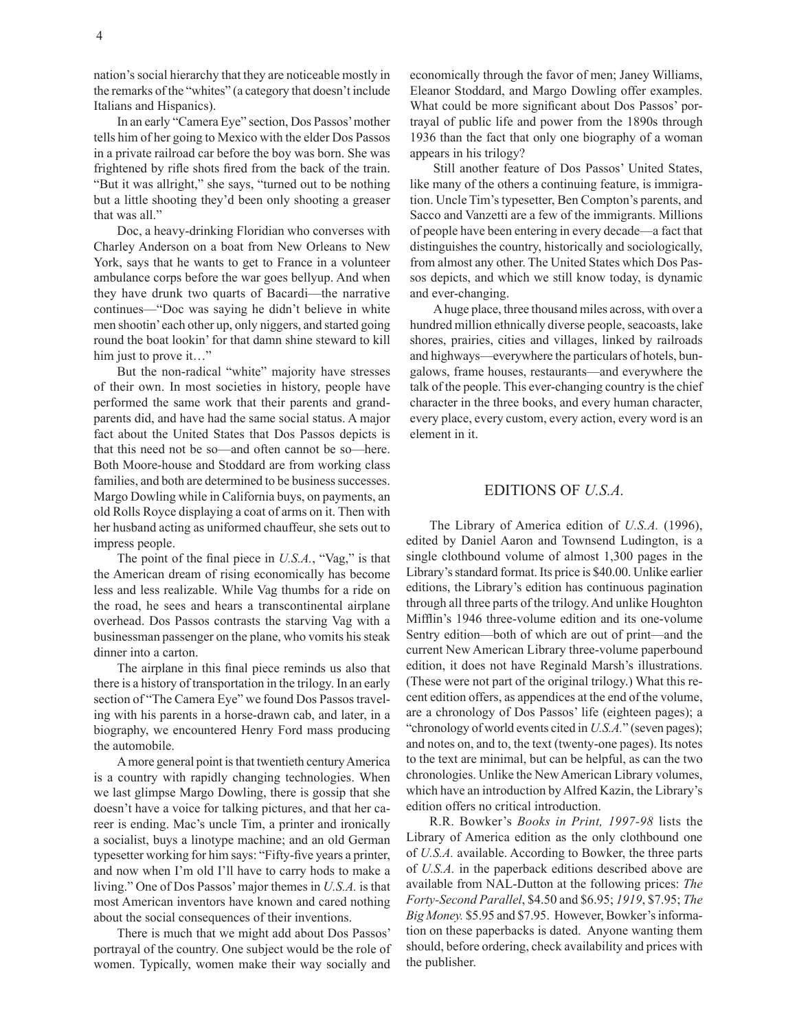nation's social hierarchy that they are noticeable mostly in the remarks of the "whites" (a category that doesn't include Italians and Hispanics).

In an early "Camera Eye" section, Dos Passos' mother tells him of her going to Mexico with the elder Dos Passos in a private railroad car before the boy was born. She was frightened by rifle shots fired from the back of the train. "But it was allright," she says, "turned out to be nothing but a little shooting they'd been only shooting a greaser that was all."

Doc, a heavy-drinking Floridian who converses with Charley Anderson on a boat from New Orleans to New York, says that he wants to get to France in a volunteer ambulance corps before the war goes bellyup. And when they have drunk two quarts of Bacardi—the narrative continues—"Doc was saying he didn't believe in white men shootin' each other up, only niggers, and started going round the boat lookin' for that damn shine steward to kill him just to prove it…"

But the non-radical "white" majority have stresses of their own. In most societies in history, people have performed the same work that their parents and grandparents did, and have had the same social status. A major fact about the United States that Dos Passos depicts is that this need not be so—and often cannot be so—here. Both Moore-house and Stoddard are from working class families, and both are determined to be business successes. Margo Dowling while in California buys, on payments, an old Rolls Royce displaying a coat of arms on it. Then with her husband acting as uniformed chauffeur, she sets out to impress people.

The point of the final piece in *U.S.A.*, "Vag," is that the American dream of rising economically has become less and less realizable. While Vag thumbs for a ride on the road, he sees and hears a transcontinental airplane overhead. Dos Passos contrasts the starving Vag with a businessman passenger on the plane, who vomits his steak dinner into a carton.

The airplane in this final piece reminds us also that there is a history of transportation in the trilogy. In an early section of "The Camera Eye" we found Dos Passos traveling with his parents in a horse-drawn cab, and later, in a biography, we encountered Henry Ford mass producing the automobile.

A more general point is that twentieth century America is a country with rapidly changing technologies. When we last glimpse Margo Dowling, there is gossip that she doesn't have a voice for talking pictures, and that her career is ending. Mac's uncle Tim, a printer and ironically a socialist, buys a linotype machine; and an old German typesetter working for him says: "Fifty-five years a printer, and now when I'm old I'll have to carry hods to make a living." One of Dos Passos' major themes in *U.S.A.* is that most American inventors have known and cared nothing about the social consequences of their inventions.

There is much that we might add about Dos Passos' portrayal of the country. One subject would be the role of women. Typically, women make their way socially and economically through the favor of men; Janey Williams, Eleanor Stoddard, and Margo Dowling offer examples. What could be more significant about Dos Passos' portrayal of public life and power from the 1890s through 1936 than the fact that only one biography of a woman appears in his trilogy?

Still another feature of Dos Passos' United States, like many of the others a continuing feature, is immigration. Uncle Tim's typesetter, Ben Compton's parents, and Sacco and Vanzetti are a few of the immigrants. Millions of people have been entering in every decade—a fact that distinguishes the country, historically and sociologically, from almost any other. The United States which Dos Passos depicts, and which we still know today, is dynamic and ever-changing.

A huge place, three thousand miles across, with over a hundred million ethnically diverse people, seacoasts, lake shores, prairies, cities and villages, linked by railroads and highways—everywhere the particulars of hotels, bungalows, frame houses, restaurants—and everywhere the talk of the people. This ever-changing country is the chief character in the three books, and every human character, every place, every custom, every action, every word is an element in it.

## EDITIONS OF *U.S.A.*

The Library of America edition of *U.S.A.* (1996), edited by Daniel Aaron and Townsend Ludington, is a single clothbound volume of almost 1,300 pages in the Library's standard format. Its price is $40.00. Unlike earlier editions, the Library's edition has continuous pagination through all three parts of the trilogy. And unlike Houghton Mifflin's 1946 three-volume edition and its one-volume Sentry edition—both of which are out of print—and the current New American Library three-volume paperbound edition, it does not have Reginald Marsh's illustrations. (These were not part of the original trilogy.) What this recent edition offers, as appendices at the end of the volume, are a chronology of Dos Passos' life (eighteen pages); a "chronology of world events cited in *U.S.A.*" (seven pages); and notes on, and to, the text (twenty-one pages). Its notes to the text are minimal, but can be helpful, as can the two chronologies. Unlike the New American Library volumes, which have an introduction by Alfred Kazin, the Library's edition offers no critical introduction.

R.R. Bowker's *Books in Print, 1997-98* lists the Library of America edition as the only clothbound one of *U.S.A.* available. According to Bowker, the three parts of *U.S.A.* in the paperback editions described above are available from NAL-Dutton at the following prices: *The Forty-Second Parallel*, $4.50 and $6.95; *1919*, $7.95; *The Big Money.* $5.95 and $7.95. However, Bowker's information on these paperbacks is dated. Anyone wanting them should, before ordering, check availability and prices with the publisher.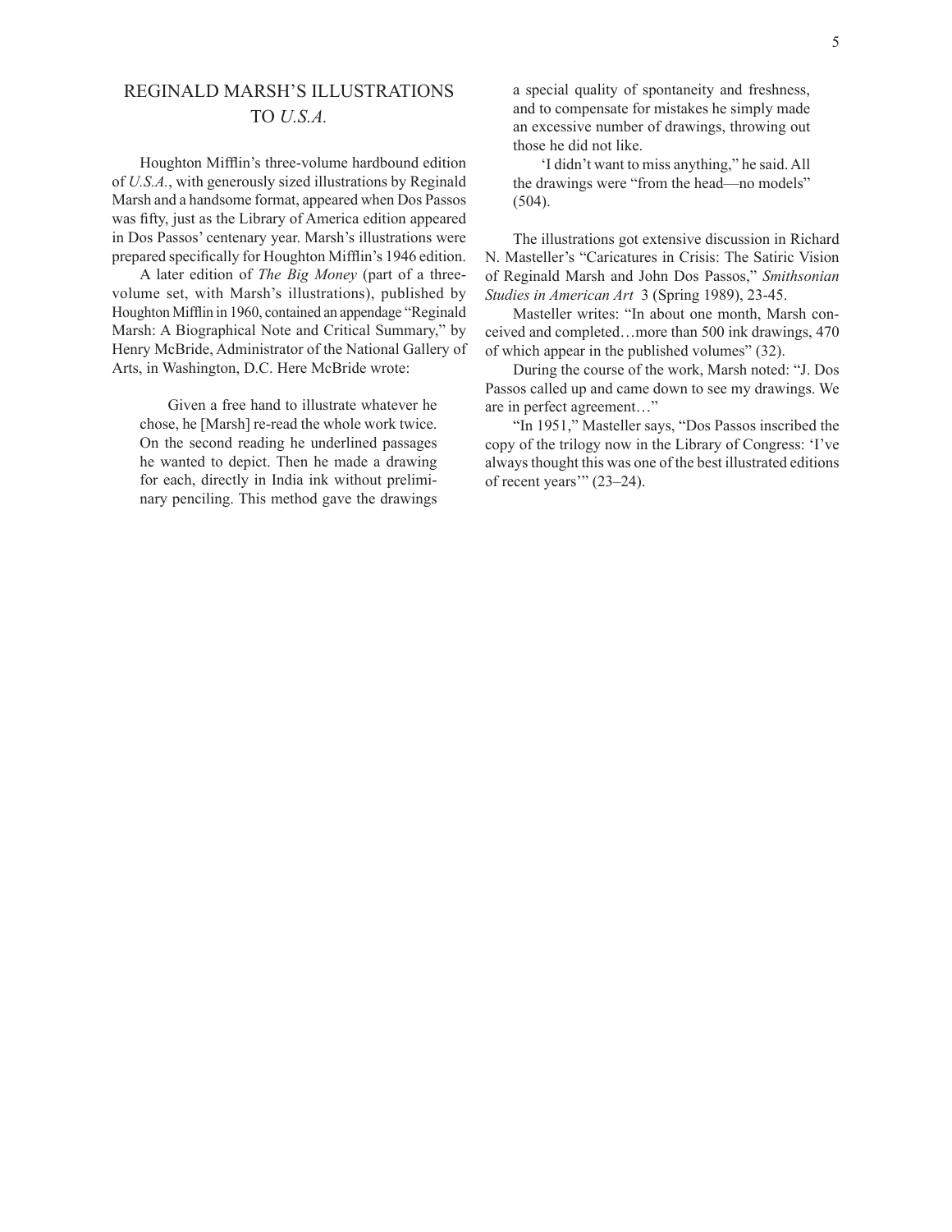# REGINALD MARSH'S ILLUSTRATIONS TO *U.S.A.*

Houghton Mifflin's three-volume hardbound edition of *U.S.A.*, with generously sized illustrations by Reginald Marsh and a handsome format, appeared when Dos Passos was fifty, just as the Library of America edition appeared in Dos Passos' centenary year. Marsh's illustrations were prepared specifically for Houghton Mifflin's 1946 edition.

A later edition of *The Big Money* (part of a three-volume set, with Marsh's illustrations), published by Houghton Mifflin in 1960, contained an appendage "Reginald Marsh: A Biographical Note and Critical Summary," by Henry McBride, Administrator of the National Gallery of Arts, in Washington, D.C. Here McBride wrote:

> Given a free hand to illustrate whatever he chose, he [Marsh] re-read the whole work twice. On the second reading he underlined passages he wanted to depict. Then he made a drawing for each, directly in India ink without preliminary penciling. This method gave the drawings a special quality of spontaneity and freshness, and to compensate for mistakes he simply made an excessive number of drawings, throwing out those he did not like.
>
> 'I didn't want to miss anything," he said. All the drawings were "from the head—no models" (504).

The illustrations got extensive discussion in Richard N. Masteller's "Caricatures in Crisis: The Satiric Vision of Reginald Marsh and John Dos Passos," *Smithsonian Studies in American Art* 3 (Spring 1989), 23-45.

Masteller writes: "In about one month, Marsh conceived and completed…more than 500 ink drawings, 470 of which appear in the published volumes" (32).

During the course of the work, Marsh noted: "J. Dos Passos called up and came down to see my drawings. We are in perfect agreement…"

"In 1951," Masteller says, "Dos Passos inscribed the copy of the trilogy now in the Library of Congress: 'I've always thought this was one of the best illustrated editions of recent years'" (23–24).